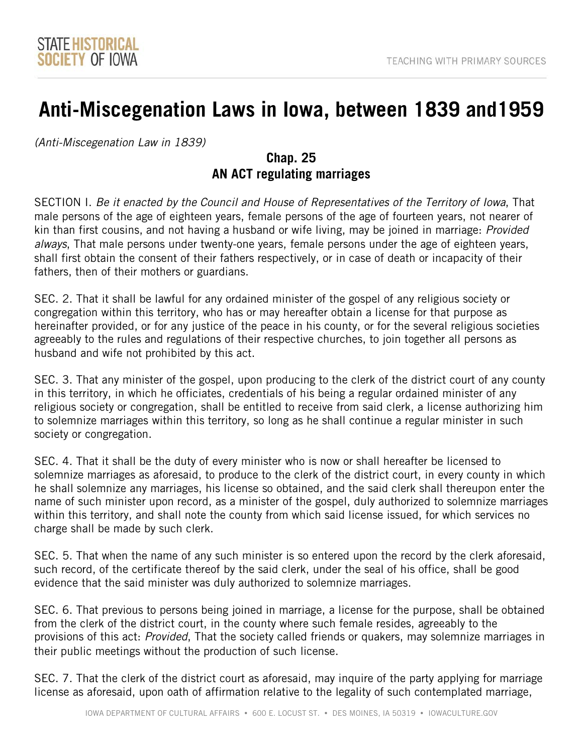# Anti-Miscegenation Laws in Iowa, between 1839 and1959

*(Anti-Miscegenation Law in 1839)*

## Chap. 25
## AN ACT regulating marriages

SECTION I. *Be it enacted by the Council and House of Representatives of the Territory of Iowa*, That male persons of the age of eighteen years, female persons of the age of fourteen years, not nearer of kin than first cousins, and not having a husband or wife living, may be joined in marriage: *Provided always*, That male persons under twenty-one years, female persons under the age of eighteen years, shall first obtain the consent of their fathers respectively, or in case of death or incapacity of their fathers, then of their mothers or guardians.

SEC. 2. That it shall be lawful for any ordained minister of the gospel of any religious society or congregation within this territory, who has or may hereafter obtain a license for that purpose as hereinafter provided, or for any justice of the peace in his county, or for the several religious societies agreeably to the rules and regulations of their respective churches, to join together all persons as husband and wife not prohibited by this act.

SEC. 3. That any minister of the gospel, upon producing to the clerk of the district court of any county in this territory, in which he officiates, credentials of his being a regular ordained minister of any religious society or congregation, shall be entitled to receive from said clerk, a license authorizing him to solemnize marriages within this territory, so long as he shall continue a regular minister in such society or congregation.

SEC. 4. That it shall be the duty of every minister who is now or shall hereafter be licensed to solemnize marriages as aforesaid, to produce to the clerk of the district court, in every county in which he shall solemnize any marriages, his license so obtained, and the said clerk shall thereupon enter the name of such minister upon record, as a minister of the gospel, duly authorized to solemnize marriages within this territory, and shall note the county from which said license issued, for which services no charge shall be made by such clerk.

SEC. 5. That when the name of any such minister is so entered upon the record by the clerk aforesaid, such record, of the certificate thereof by the said clerk, under the seal of his office, shall be good evidence that the said minister was duly authorized to solemnize marriages.

SEC. 6. That previous to persons being joined in marriage, a license for the purpose, shall be obtained from the clerk of the district court, in the county where such female resides, agreeably to the provisions of this act: *Provided*, That the society called friends or quakers, may solemnize marriages in their public meetings without the production of such license.

SEC. 7. That the clerk of the district court as aforesaid, may inquire of the party applying for marriage license as aforesaid, upon oath of affirmation relative to the legality of such contemplated marriage,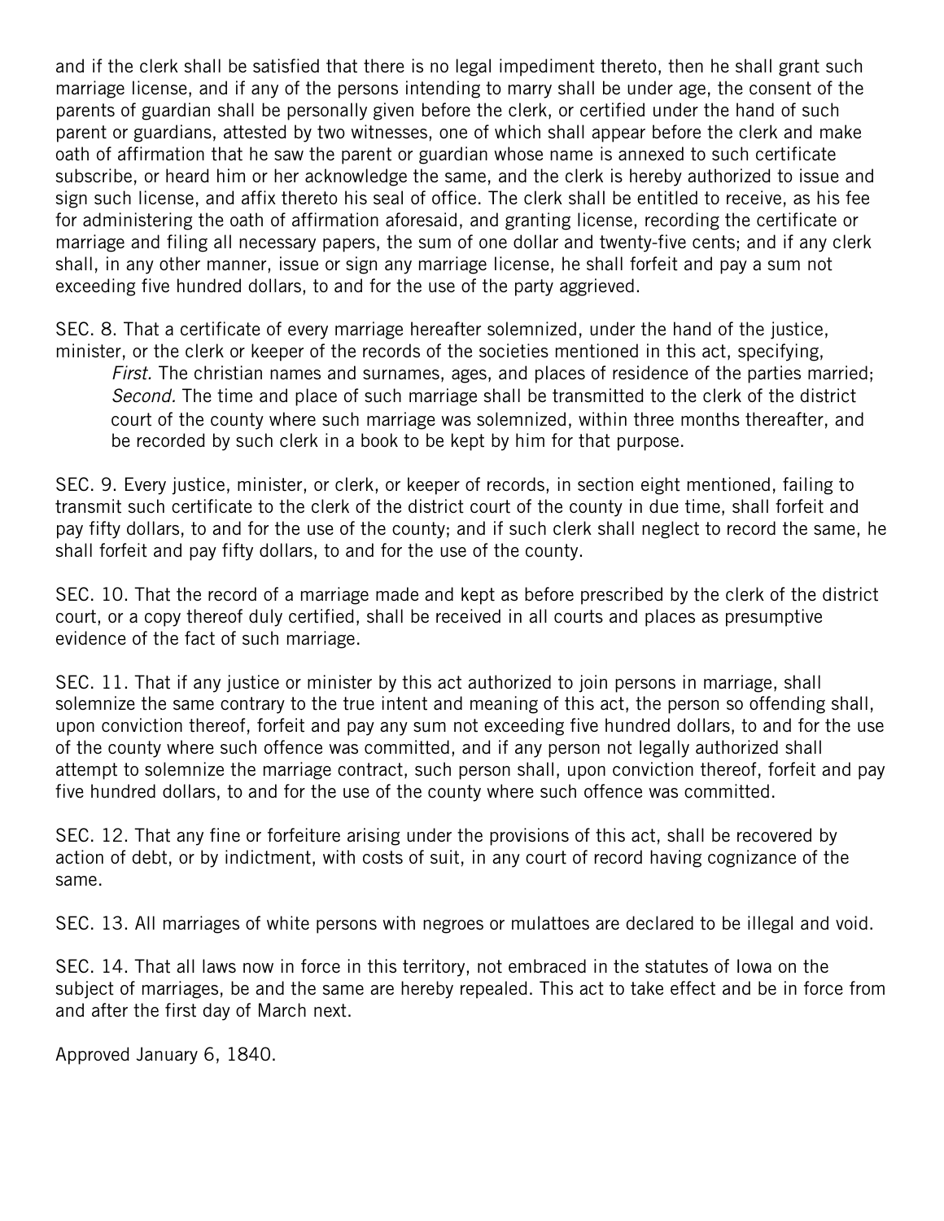and if the clerk shall be satisfied that there is no legal impediment thereto, then he shall grant such marriage license, and if any of the persons intending to marry shall be under age, the consent of the parents of guardian shall be personally given before the clerk, or certified under the hand of such parent or guardians, attested by two witnesses, one of which shall appear before the clerk and make oath of affirmation that he saw the parent or guardian whose name is annexed to such certificate subscribe, or heard him or her acknowledge the same, and the clerk is hereby authorized to issue and sign such license, and affix thereto his seal of office. The clerk shall be entitled to receive, as his fee for administering the oath of affirmation aforesaid, and granting license, recording the certificate or marriage and filing all necessary papers, the sum of one dollar and twenty-five cents; and if any clerk shall, in any other manner, issue or sign any marriage license, he shall forfeit and pay a sum not exceeding five hundred dollars, to and for the use of the party aggrieved.

SEC. 8. That a certificate of every marriage hereafter solemnized, under the hand of the justice, minister, or the clerk or keeper of the records of the societies mentioned in this act, specifying,

*First.* The christian names and surnames, ages, and places of residence of the parties married;
*Second.* The time and place of such marriage shall be transmitted to the clerk of the district court of the county where such marriage was solemnized, within three months thereafter, and be recorded by such clerk in a book to be kept by him for that purpose.

SEC. 9. Every justice, minister, or clerk, or keeper of records, in section eight mentioned, failing to transmit such certificate to the clerk of the district court of the county in due time, shall forfeit and pay fifty dollars, to and for the use of the county; and if such clerk shall neglect to record the same, he shall forfeit and pay fifty dollars, to and for the use of the county.

SEC. 10. That the record of a marriage made and kept as before prescribed by the clerk of the district court, or a copy thereof duly certified, shall be received in all courts and places as presumptive evidence of the fact of such marriage.

SEC. 11. That if any justice or minister by this act authorized to join persons in marriage, shall solemnize the same contrary to the true intent and meaning of this act, the person so offending shall, upon conviction thereof, forfeit and pay any sum not exceeding five hundred dollars, to and for the use of the county where such offence was committed, and if any person not legally authorized shall attempt to solemnize the marriage contract, such person shall, upon conviction thereof, forfeit and pay five hundred dollars, to and for the use of the county where such offence was committed.

SEC. 12. That any fine or forfeiture arising under the provisions of this act, shall be recovered by action of debt, or by indictment, with costs of suit, in any court of record having cognizance of the same.

SEC. 13. All marriages of white persons with negroes or mulattoes are declared to be illegal and void.

SEC. 14. That all laws now in force in this territory, not embraced in the statutes of Iowa on the subject of marriages, be and the same are hereby repealed. This act to take effect and be in force from and after the first day of March next.

Approved January 6, 1840.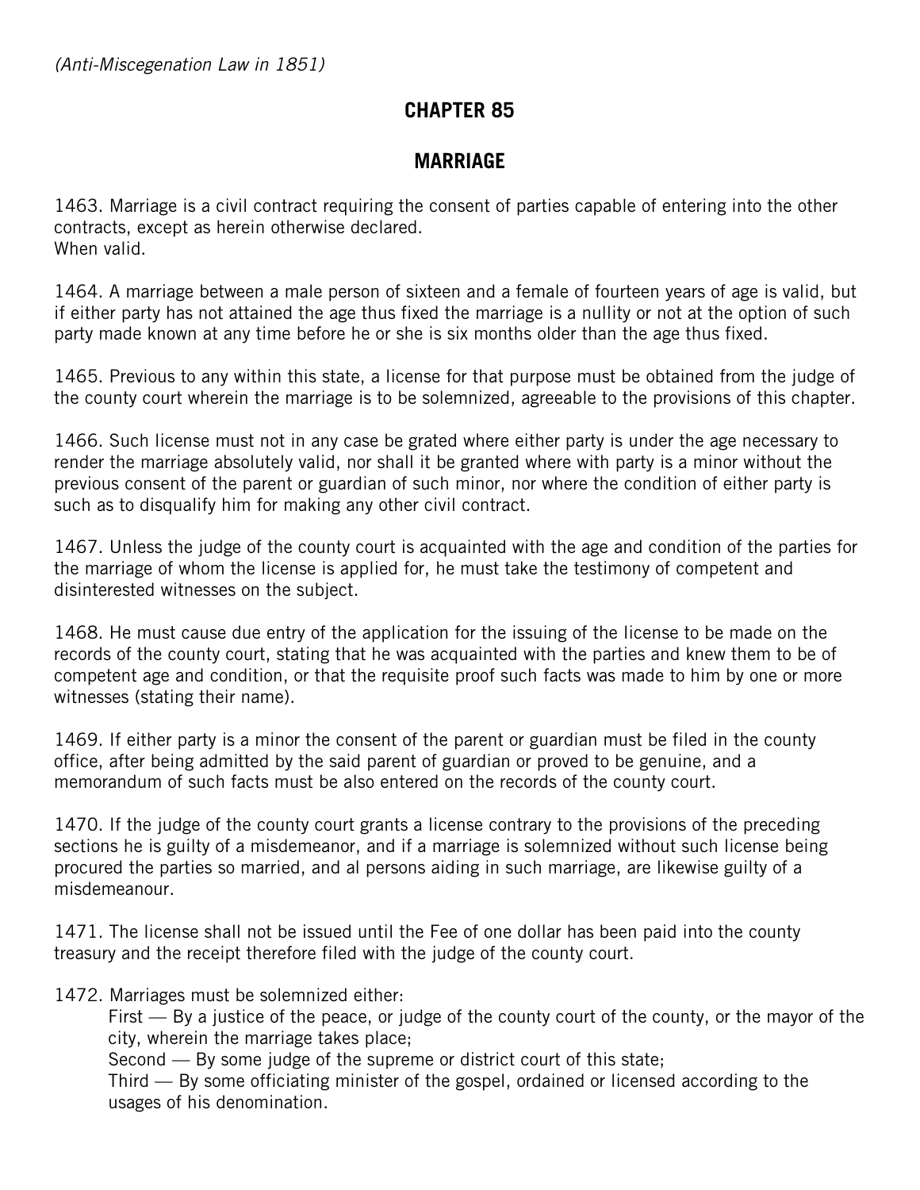*(Anti-Miscegenation Law in 1851)*

# CHAPTER 85

## MARRIAGE

1463. Marriage is a civil contract requiring the consent of parties capable of entering into the other contracts, except as herein otherwise declared.
When valid.

1464. A marriage between a male person of sixteen and a female of fourteen years of age is valid, but if either party has not attained the age thus fixed the marriage is a nullity or not at the option of such party made known at any time before he or she is six months older than the age thus fixed.

1465. Previous to any within this state, a license for that purpose must be obtained from the judge of the county court wherein the marriage is to be solemnized, agreeable to the provisions of this chapter.

1466. Such license must not in any case be grated where either party is under the age necessary to render the marriage absolutely valid, nor shall it be granted where with party is a minor without the previous consent of the parent or guardian of such minor, nor where the condition of either party is such as to disqualify him for making any other civil contract.

1467. Unless the judge of the county court is acquainted with the age and condition of the parties for the marriage of whom the license is applied for, he must take the testimony of competent and disinterested witnesses on the subject.

1468. He must cause due entry of the application for the issuing of the license to be made on the records of the county court, stating that he was acquainted with the parties and knew them to be of competent age and condition, or that the requisite proof such facts was made to him by one or more witnesses (stating their name).

1469. If either party is a minor the consent of the parent or guardian must be filed in the county office, after being admitted by the said parent of guardian or proved to be genuine, and a memorandum of such facts must be also entered on the records of the county court.

1470. If the judge of the county court grants a license contrary to the provisions of the preceding sections he is guilty of a misdemeanor, and if a marriage is solemnized without such license being procured the parties so married, and al persons aiding in such marriage, are likewise guilty of a misdemeanour.

1471. The license shall not be issued until the Fee of one dollar has been paid into the county treasury and the receipt therefore filed with the judge of the county court.

1472. Marriages must be solemnized either:

First — By a justice of the peace, or judge of the county court of the county, or the mayor of the city, wherein the marriage takes place;

Second — By some judge of the supreme or district court of this state;

Third — By some officiating minister of the gospel, ordained or licensed according to the usages of his denomination.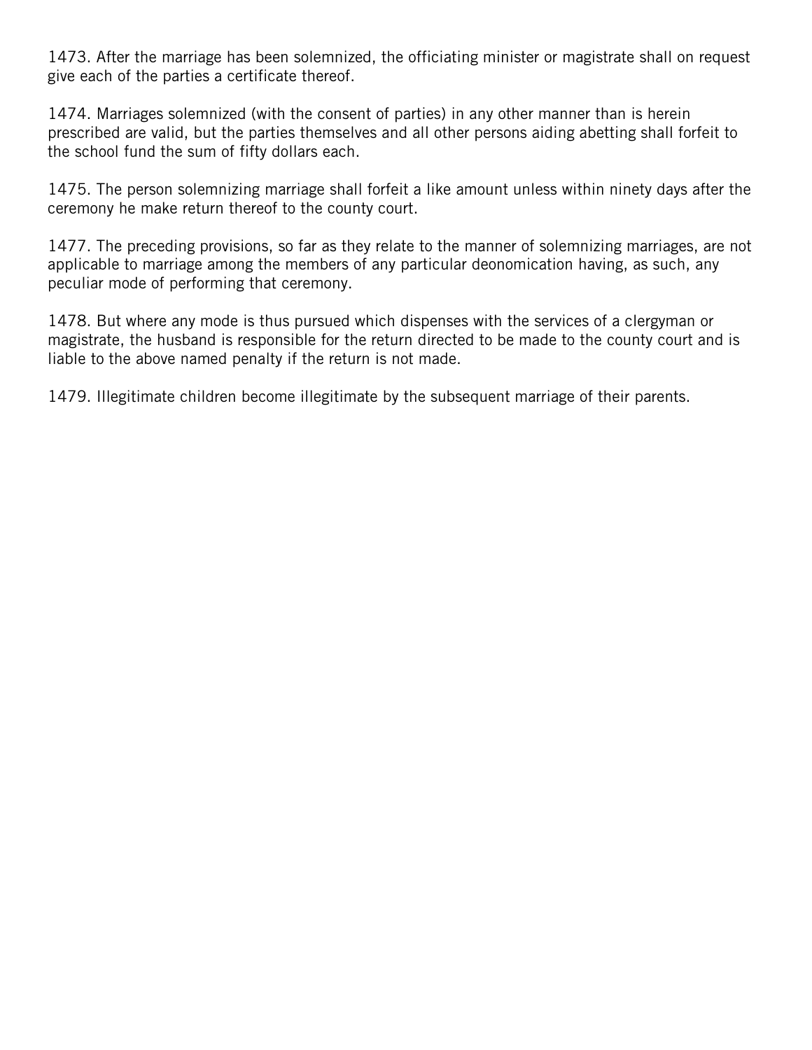1473. After the marriage has been solemnized, the officiating minister or magistrate shall on request give each of the parties a certificate thereof.

1474. Marriages solemnized (with the consent of parties) in any other manner than is herein prescribed are valid, but the parties themselves and all other persons aiding abetting shall forfeit to the school fund the sum of fifty dollars each.

1475. The person solemnizing marriage shall forfeit a like amount unless within ninety days after the ceremony he make return thereof to the county court.

1477. The preceding provisions, so far as they relate to the manner of solemnizing marriages, are not applicable to marriage among the members of any particular deonomication having, as such, any peculiar mode of performing that ceremony.

1478. But where any mode is thus pursued which dispenses with the services of a clergyman or magistrate, the husband is responsible for the return directed to be made to the county court and is liable to the above named penalty if the return is not made.

1479. Illegitimate children become illegitimate by the subsequent marriage of their parents.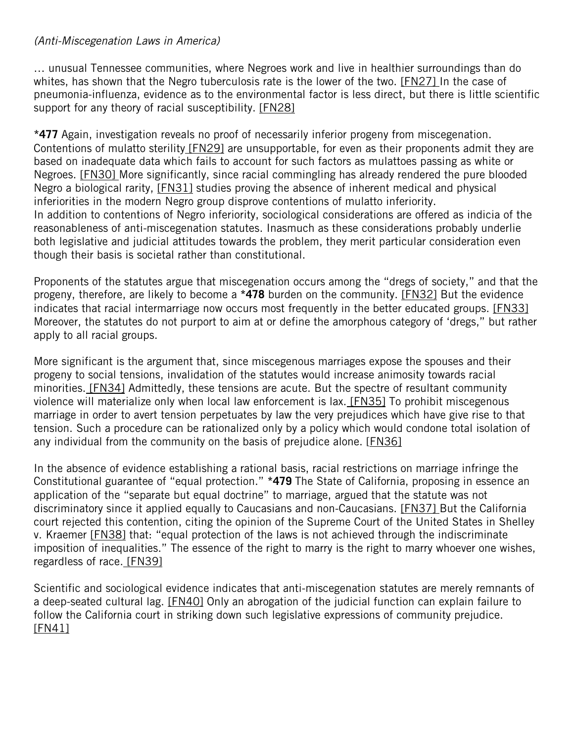*(Anti-Miscegenation Laws in America)*

… unusual Tennessee communities, where Negroes work and live in healthier surroundings than do whites, has shown that the Negro tuberculosis rate is the lower of the two. [FN27] In the case of pneumonia-influenza, evidence as to the environmental factor is less direct, but there is little scientific support for any theory of racial susceptibility. [FN28]

***477** Again, investigation reveals no proof of necessarily inferior progeny from miscegenation. Contentions of mulatto sterility [FN29] are unsupportable, for even as their proponents admit they are based on inadequate data which fails to account for such factors as mulattoes passing as white or Negroes. [FN30] More significantly, since racial commingling has already rendered the pure blooded Negro a biological rarity, [FN31] studies proving the absence of inherent medical and physical inferiorities in the modern Negro group disprove contentions of mulatto inferiority.
In addition to contentions of Negro inferiority, sociological considerations are offered as indicia of the reasonableness of anti-miscegenation statutes. Inasmuch as these considerations probably underlie both legislative and judicial attitudes towards the problem, they merit particular consideration even though their basis is societal rather than constitutional.

Proponents of the statutes argue that miscegenation occurs among the "dregs of society," and that the progeny, therefore, are likely to become a ***478** burden on the community. [FN32] But the evidence indicates that racial intermarriage now occurs most frequently in the better educated groups. [FN33] Moreover, the statutes do not purport to aim at or define the amorphous category of 'dregs," but rather apply to all racial groups.

More significant is the argument that, since miscegenous marriages expose the spouses and their progeny to social tensions, invalidation of the statutes would increase animosity towards racial minorities. [FN34] Admittedly, these tensions are acute. But the spectre of resultant community violence will materialize only when local law enforcement is lax. [FN35] To prohibit miscegenous marriage in order to avert tension perpetuates by law the very prejudices which have give rise to that tension. Such a procedure can be rationalized only by a policy which would condone total isolation of any individual from the community on the basis of prejudice alone. [FN36]

In the absence of evidence establishing a rational basis, racial restrictions on marriage infringe the Constitutional guarantee of "equal protection." ***479** The State of California, proposing in essence an application of the "separate but equal doctrine" to marriage, argued that the statute was not discriminatory since it applied equally to Caucasians and non-Caucasians. [FN37] But the California court rejected this contention, citing the opinion of the Supreme Court of the United States in Shelley v. Kraemer [FN38] that: "equal protection of the laws is not achieved through the indiscriminate imposition of inequalities." The essence of the right to marry is the right to marry whoever one wishes, regardless of race. [FN39]

Scientific and sociological evidence indicates that anti-miscegenation statutes are merely remnants of a deep-seated cultural lag. [FN40] Only an abrogation of the judicial function can explain failure to follow the California court in striking down such legislative expressions of community prejudice. [FN41]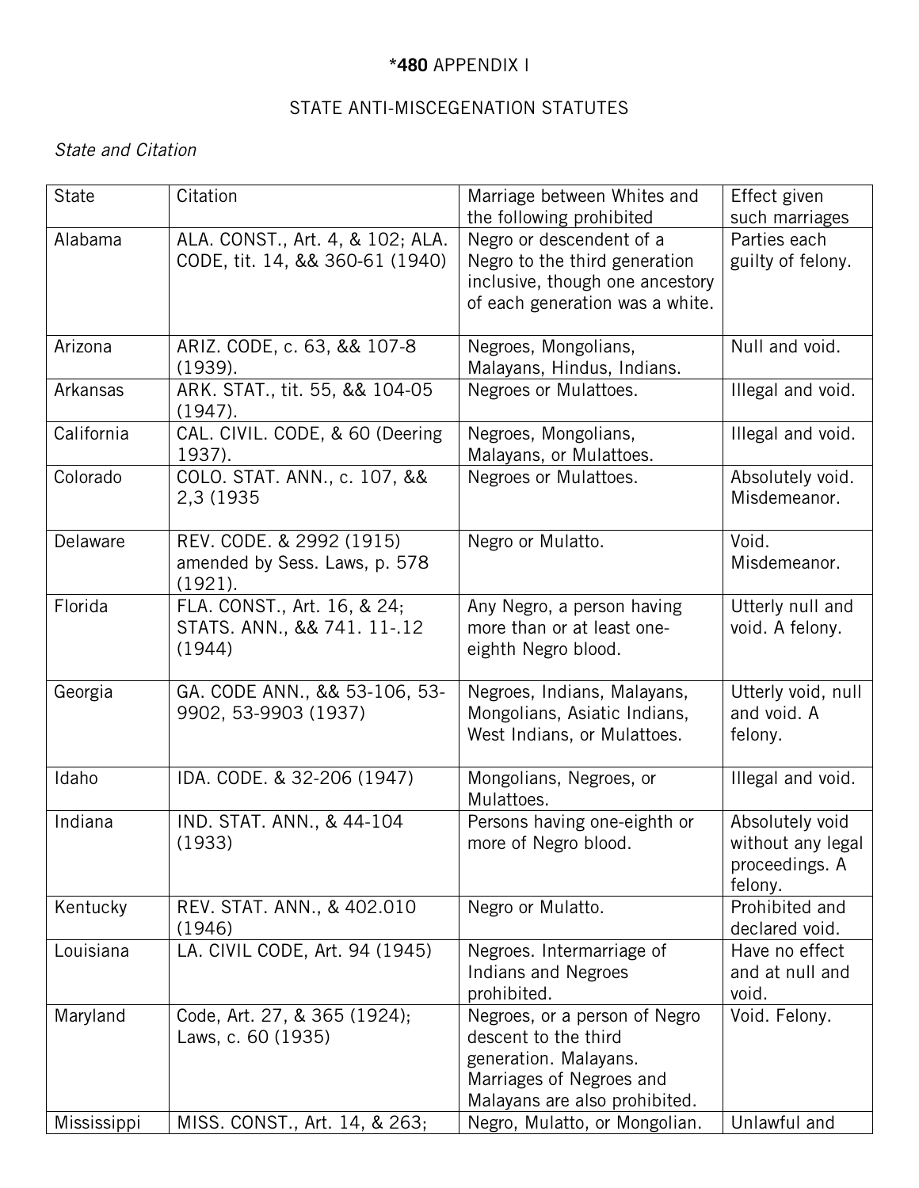*480 APPENDIX I

STATE ANTI-MISCEGENATION STATUTES

*State and Citation*

| State | Citation | Marriage between Whites and the following prohibited | Effect given such marriages |
| --- | --- | --- | --- |
| Alabama | ALA. CONST., Art. 4, & 102; ALA. CODE, tit. 14, && 360-61 (1940) | Negro or descendent of a Negro to the third generation inclusive, though one ancestory of each generation was a white. | Parties each guilty of felony. |
| Arizona | ARIZ. CODE, c. 63, && 107-8 (1939). | Negroes, Mongolians, Malayans, Hindus, Indians. | Null and void. |
| Arkansas | ARK. STAT., tit. 55, && 104-05 (1947). | Negroes or Mulattoes. | Illegal and void. |
| California | CAL. CIVIL. CODE, & 60 (Deering 1937). | Negroes, Mongolians, Malayans, or Mulattoes. | Illegal and void. |
| Colorado | COLO. STAT. ANN., c. 107, && 2,3 (1935 | Negroes or Mulattoes. | Absolutely void. Misdemeanor. |
| Delaware | REV. CODE. & 2992 (1915) amended by Sess. Laws, p. 578 (1921). | Negro or Mulatto. | Void. Misdemeanor. |
| Florida | FLA. CONST., Art. 16, & 24; STATS. ANN., && 741. 11-.12 (1944) | Any Negro, a person having more than or at least one-eighth Negro blood. | Utterly null and void. A felony. |
| Georgia | GA. CODE ANN., && 53-106, 53-9902, 53-9903 (1937) | Negroes, Indians, Malayans, Mongolians, Asiatic Indians, West Indians, or Mulattoes. | Utterly void, null and void. A felony. |
| Idaho | IDA. CODE. & 32-206 (1947) | Mongolians, Negroes, or Mulattoes. | Illegal and void. |
| Indiana | IND. STAT. ANN., & 44-104 (1933) | Persons having one-eighth or more of Negro blood. | Absolutely void without any legal proceedings. A felony. |
| Kentucky | REV. STAT. ANN., & 402.010 (1946) | Negro or Mulatto. | Prohibited and declared void. |
| Louisiana | LA. CIVIL CODE, Art. 94 (1945) | Negroes. Intermarriage of Indians and Negroes prohibited. | Have no effect and at null and void. |
| Maryland | Code, Art. 27, & 365 (1924); Laws, c. 60 (1935) | Negroes, or a person of Negro descent to the third generation. Malayans. Marriages of Negroes and Malayans are also prohibited. | Void. Felony. |
| Mississippi | MISS. CONST., Art. 14, & 263; | Negro, Mulatto, or Mongolian. | Unlawful and |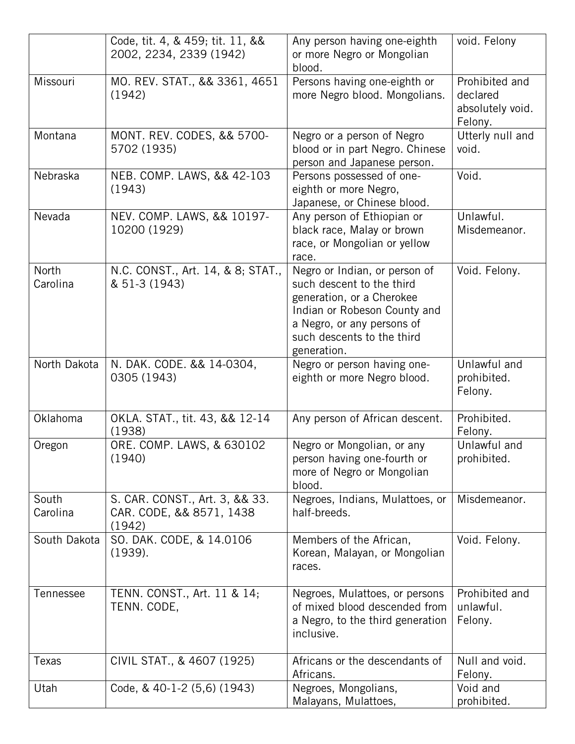| | Code, tit. 4, & 459; tit. 11, && 2002, 2234, 2339 (1942) | Any person having one-eighth or more Negro or Mongolian blood. | void. Felony |
|---|---|---|---|
| Missouri | MO. REV. STAT., && 3361, 4651 (1942) | Persons having one-eighth or more Negro blood. Mongolians. | Prohibited and declared absolutely void. Felony. |
| Montana | MONT. REV. CODES, && 5700-5702 (1935) | Negro or a person of Negro blood or in part Negro. Chinese person and Japanese person. | Utterly null and void. |
| Nebraska | NEB. COMP. LAWS, && 42-103 (1943) | Persons possessed of one-eighth or more Negro, Japanese, or Chinese blood. | Void. |
| Nevada | NEV. COMP. LAWS, && 10197-10200 (1929) | Any person of Ethiopian or black race, Malay or brown race, or Mongolian or yellow race. | Unlawful. Misdemeanor. |
| North Carolina | N.C. CONST., Art. 14, & 8; STAT., & 51-3 (1943) | Negro or Indian, or person of such descent to the third generation, or a Cherokee Indian or Robeson County and a Negro, or any persons of such descents to the third generation. | Void. Felony. |
| North Dakota | N. DAK. CODE. && 14-0304, 0305 (1943) | Negro or person having one-eighth or more Negro blood. | Unlawful and prohibited. Felony. |
| Oklahoma | OKLA. STAT., tit. 43, && 12-14 (1938) | Any person of African descent. | Prohibited. Felony. |
| Oregon | ORE. COMP. LAWS, & 630102 (1940) | Negro or Mongolian, or any person having one-fourth or more of Negro or Mongolian blood. | Unlawful and prohibited. |
| South Carolina | S. CAR. CONST., Art. 3, && 33. CAR. CODE, && 8571, 1438 (1942) | Negroes, Indians, Mulattoes, or half-breeds. | Misdemeanor. |
| South Dakota | SO. DAK. CODE, & 14.0106 (1939). | Members of the African, Korean, Malayan, or Mongolian races. | Void. Felony. |
| Tennessee | TENN. CONST., Art. 11 & 14; TENN. CODE, | Negroes, Mulattoes, or persons of mixed blood descended from a Negro, to the third generation inclusive. | Prohibited and unlawful. Felony. |
| Texas | CIVIL STAT., & 4607 (1925) | Africans or the descendants of Africans. | Null and void. Felony. |
| Utah | Code, & 40-1-2 (5,6) (1943) | Negroes, Mongolians, Malayans, Mulattoes, | Void and prohibited. |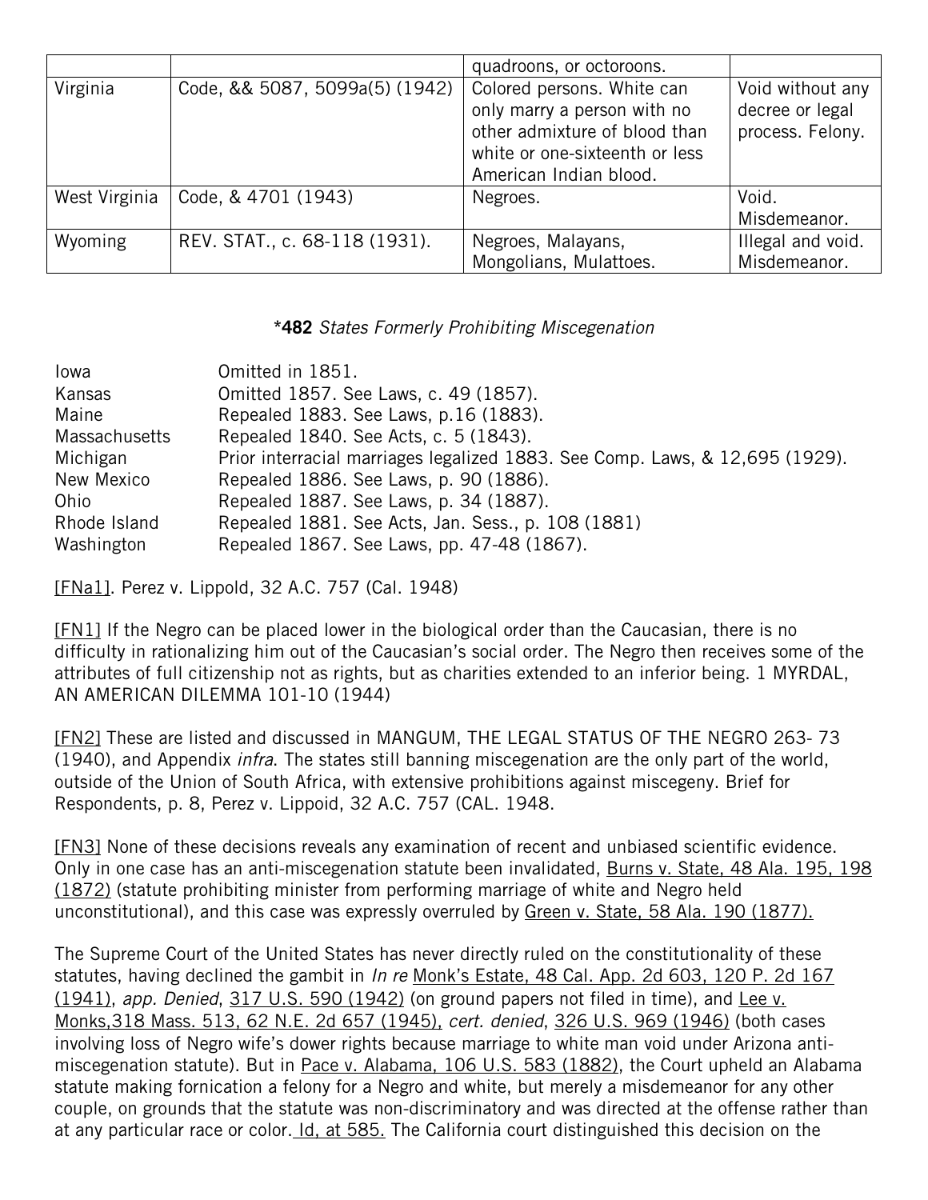| | | quadroons, or octoroons. | |
|---|---|---|---|
| Virginia | Code, && 5087, 5099a(5) (1942) | Colored persons. White can only marry a person with no other admixture of blood than white or one-sixteenth or less American Indian blood. | Void without any decree or legal process. Felony. |
| West Virginia | Code, & 4701 (1943) | Negroes. | Void. Misdemeanor. |
| Wyoming | REV. STAT., c. 68-118 (1931). | Negroes, Malayans, Mongolians, Mulattoes. | Illegal and void. Misdemeanor. |

**\*482** *States Formerly Prohibiting Miscegenation*

| | |
|---|---|
| Iowa | Omitted in 1851. |
| Kansas | Omitted 1857. See Laws, c. 49 (1857). |
| Maine | Repealed 1883. See Laws, p.16 (1883). |
| Massachusetts | Repealed 1840. See Acts, c. 5 (1843). |
| Michigan | Prior interracial marriages legalized 1883. See Comp. Laws, & 12,695 (1929). |
| New Mexico | Repealed 1886. See Laws, p. 90 (1886). |
| Ohio | Repealed 1887. See Laws, p. 34 (1887). |
| Rhode Island | Repealed 1881. See Acts, Jan. Sess., p. 108 (1881) |
| Washington | Repealed 1867. See Laws, pp. 47-48 (1867). |

[FNa1]. Perez v. Lippold, 32 A.C. 757 (Cal. 1948)

[FN1] If the Negro can be placed lower in the biological order than the Caucasian, there is no difficulty in rationalizing him out of the Caucasian's social order. The Negro then receives some of the attributes of full citizenship not as rights, but as charities extended to an inferior being. 1 MYRDAL, AN AMERICAN DILEMMA 101-10 (1944)

[FN2] These are listed and discussed in MANGUM, THE LEGAL STATUS OF THE NEGRO 263- 73 (1940), and Appendix *infra*. The states still banning miscegenation are the only part of the world, outside of the Union of South Africa, with extensive prohibitions against miscegeny. Brief for Respondents, p. 8, Perez v. Lippoid, 32 A.C. 757 (CAL. 1948.

[FN3] None of these decisions reveals any examination of recent and unbiased scientific evidence. Only in one case has an anti-miscegenation statute been invalidated, Burns v. State, 48 Ala. 195, 198 (1872) (statute prohibiting minister from performing marriage of white and Negro held unconstitutional), and this case was expressly overruled by Green v. State, 58 Ala. 190 (1877).

The Supreme Court of the United States has never directly ruled on the constitutionality of these statutes, having declined the gambit in *In re* Monk's Estate, 48 Cal. App. 2d 603, 120 P. 2d 167 (1941), *app. Denied*, 317 U.S. 590 (1942) (on ground papers not filed in time), and Lee v. Monks,318 Mass. 513, 62 N.E. 2d 657 (1945), *cert. denied*, 326 U.S. 969 (1946) (both cases involving loss of Negro wife's dower rights because marriage to white man void under Arizona anti-miscegenation statute). But in Pace v. Alabama, 106 U.S. 583 (1882), the Court upheld an Alabama statute making fornication a felony for a Negro and white, but merely a misdemeanor for any other couple, on grounds that the statute was non-discriminatory and was directed at the offense rather than at any particular race or color. Id, at 585. The California court distinguished this decision on the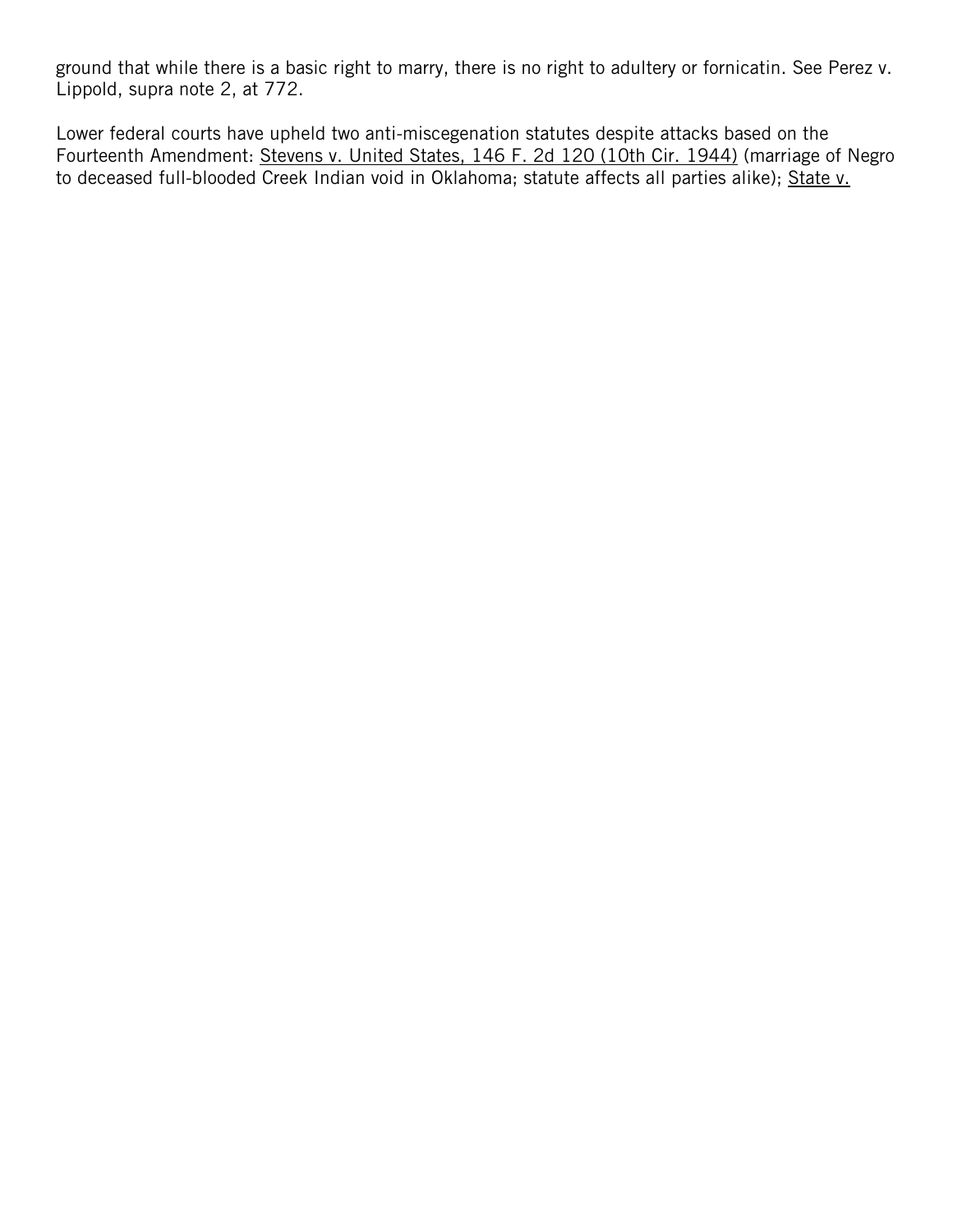ground that while there is a basic right to marry, there is no right to adultery or fornicatin. See Perez v. Lippold, supra note 2, at 772.

Lower federal courts have upheld two anti-miscegenation statutes despite attacks based on the Fourteenth Amendment: Stevens v. United States, 146 F. 2d 120 (10th Cir. 1944) (marriage of Negro to deceased full-blooded Creek Indian void in Oklahoma; statute affects all parties alike); State v.